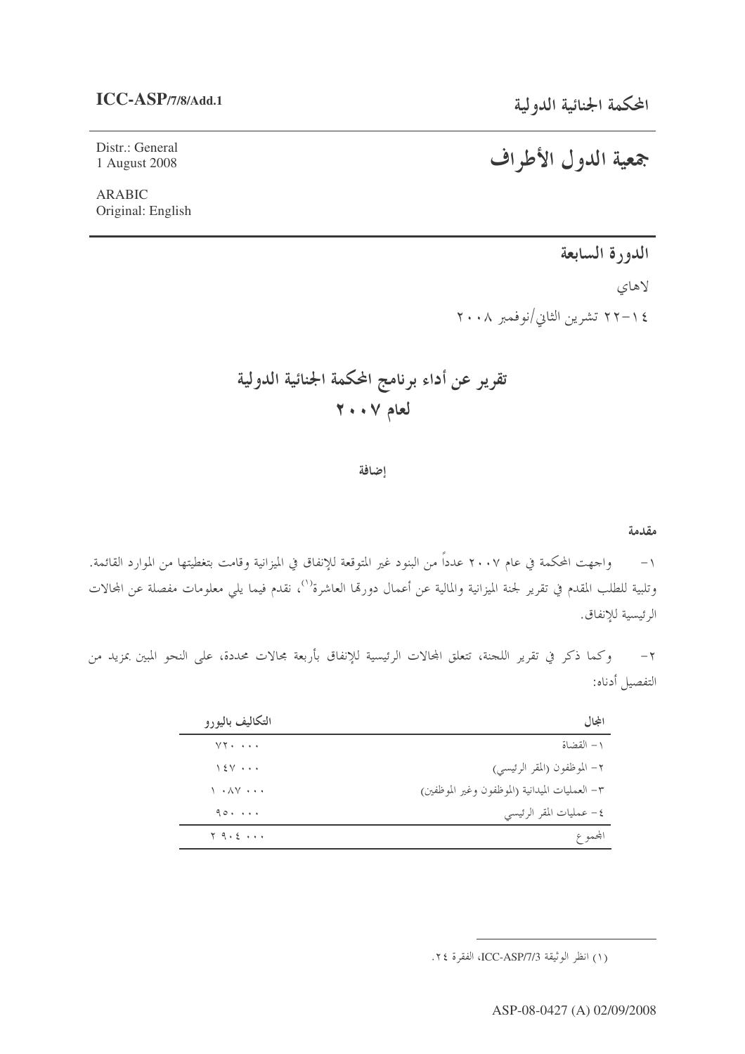ICC-ASP/7/8/Add.1

المحكمة الجنائية الدولية

Distr.: General
1 August 2008

ARABIC
Original: English

# جمعية الدول الأطراف

## الدورة السابعة

لاهاي

١٤-٢٢ تشرين الثاني/نوفمبر ٢٠٠٨

# تقرير عن أداء برنامج المحكمة الجنائية الدولية لعام ٢٠٠٧

**إضافة**

**مقدمة**

١- واجهت المحكمة في عام ٢٠٠٧ عدداً من البنود غير المتوقعة للإنفاق في الميزانية وقامت بتغطيتها من الموارد القائمة. وتلبية للطلب المقدم في تقرير لجنة الميزانية والمالية عن أعمال دورتها العاشرة[1]، نقدم فيما يلي معلومات مفصلة عن المجالات الرئيسية للإنفاق.

٢- وكما ذكر في تقرير اللجنة، تتعلق المجالات الرئيسية للإنفاق بأربعة مجالات محددة، على النحو المبين بمزيد من التفصيل أدناه:

| المجال | التكاليف باليورو |
|---|---|
| ١- القضاة | ٧٢٠ ٠٠٠ |
| ٢- الموظفون (المقر الرئيسي) | ١٤٧ ٠٠٠ |
| ٣- العمليات الميدانية (الموظفون وغير الموظفين) | ١ ٠٨٧ ٠٠٠ |
| ٤- عمليات المقر الرئيسي | ٩٥٠ ٠٠٠ |
| المجموع | ٢ ٩٠٤ ٠٠٠ |

(١) انظر الوثيقة ICC-ASP/7/3، الفقرة ٢٤.

ASP-08-0427 (A) 02/09/2008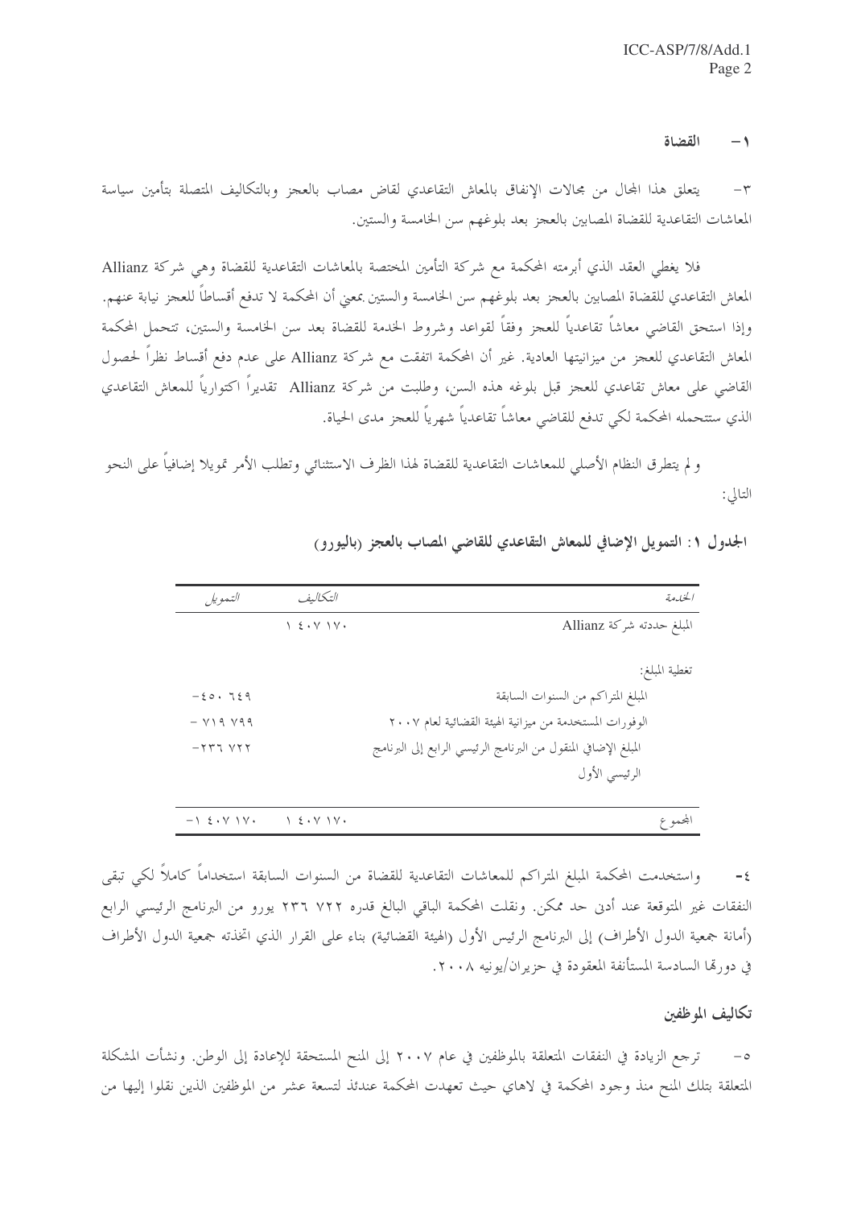## ١ – القضاة

٣– يتعلق هذا المجال من مجالات الإنفاق بالمعاش التقاعدي لقاضٍ مصاب بالعجز وبالتكاليف المتصلة بتأمين سياسة المعاشات التقاعدية للقضاة المصابين بالعجز بعد بلوغهم سن الخامسة والستين.

فلا يغطي العقد الذي أبرمته المحكمة مع شركة التأمين المختصة بالمعاشات التقاعدية للقضاة وهي شركة Allianz المعاش التقاعدي للقضاة المصابين بالعجز بعد بلوغهم سن الخامسة والستين بمعنى أن المحكمة لا تدفع أقساطاً للعجز نيابة عنهم. وإذا استحق القاضي معاشاً تقاعدياً للعجز وفقاً لقواعد وشروط الخدمة للقضاة بعد سن الخامسة والستين، تتحمل المحكمة المعاش التقاعدي للعجز من ميزانيتها العادية. غير أن المحكمة اتفقت مع شركة Allianz على عدم دفع أقساط نظراً لحصول القاضي على معاش تقاعدي للعجز قبل بلوغه هذه السن، وطلبت من شركة Allianz تقديراً اكتوارياً للمعاش التقاعدي الذي ستتحمله المحكمة لكي تدفع للقاضي معاشاً تقاعدياً شهرياً للعجز مدى الحياة.

و لم يتطرق النظام الأصلي للمعاشات التقاعدية للقضاة لهذا الظرف الاستثنائي وتطلب الأمر تمويلا إضافياً على النحو التالي:

**الجدول ١: التمويل الإضافي للمعاش التقاعدي للقاضي المصاب بالعجز (باليورو)**

| الخدمة | التكاليف | التمويل |
|---|---|---|
| المبلغ حددته شركة Allianz | ١ ٤٠٧ ١٧٠ | |
| تغطية المبلغ: | | |
| المبلغ المتراكم من السنوات السابقة | | -٤٥٠ ٦٤٩ |
| الوفورات المستخدمة من ميزانية الهيئة القضائية لعام ٢٠٠٧ | | - ٧١٩ ٧٩٩ |
| المبلغ الإضافي المنقول من البرنامج الرئيسي الرابع إلى البرنامج الرئيسي الأول | | -٢٣٦ ٧٢٢ |
| المجموع | ١ ٤٠٧ ١٧٠ | -١ ٤٠٧ ١٧٠ |

٤– واستخدمت المحكمة المبلغ المتراكم للمعاشات التقاعدية للقضاة من السنوات السابقة استخداماً كاملاً لكي تبقى النفقات غير المتوقعة عند أدنى حد ممكن. ونقلت المحكمة الباقي البالغ قدره ٢٣٦ ٧٢٢ يورو من البرنامج الرئيسي الرابع (أمانة جمعية الدول الأطراف) إلى البرنامج الرئيس الأول (الهيئة القضائية) بناء على القرار الذي اتخذته جمعية الدول الأطراف في دورتها السادسة المستأنفة المعقودة في حزيران/يونيه ٢٠٠٨.

### تكاليف الموظفين

٥– ترجع الزيادة في النفقات المتعلقة بالموظفين في عام ٢٠٠٧ إلى المنح المستحقة للإعادة إلى الوطن. ونشأت المشكلة المتعلقة بتلك المنح منذ وجود المحكمة في لاهاي حيث تعهدت المحكمة عندئذ لتسعة عشر من الموظفين الذين نقلوا إليها من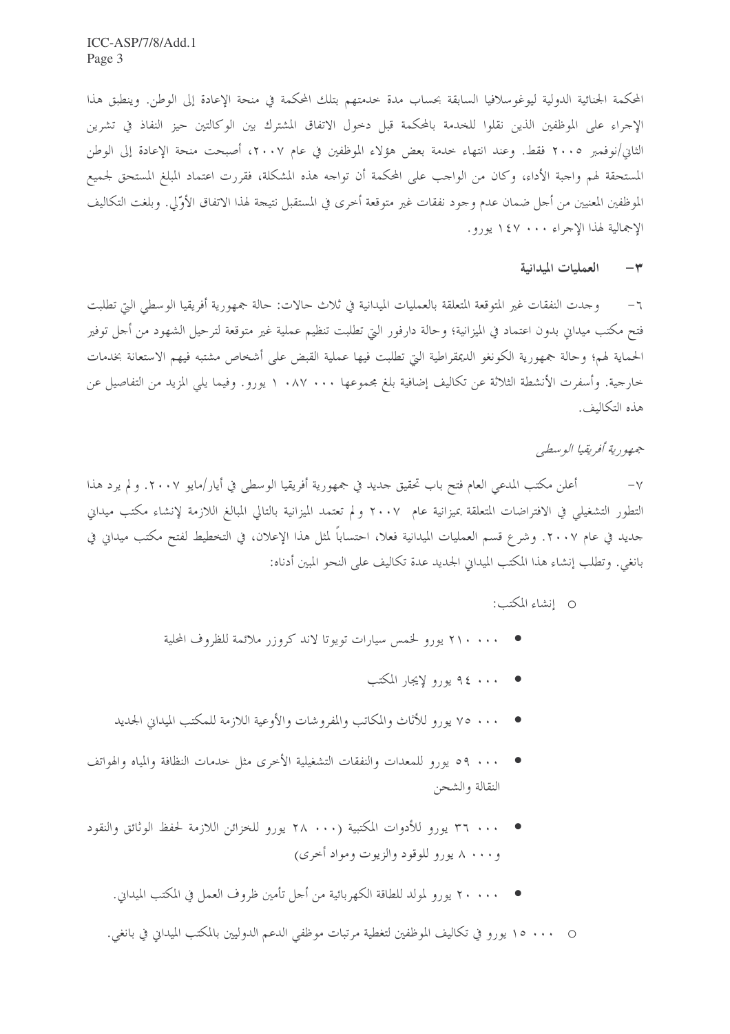المحكمة الجنائية الدولية ليوغوسلافيا السابقة بحساب مدة خدمتهم بتلك المحكمة في منحة الإعادة إلى الوطن. وينطبق هذا الإجراء على الموظفين الذين نقلوا للخدمة بالمحكمة قبل دخول الاتفاق المشترك بين الوكالتين حيز النفاذ في تشرين الثاني/نوفمبر ٢٠٠٥ فقط. وعند انتهاء خدمة بعض هؤلاء الموظفين في عام ٢٠٠٧، أصبحت منحة الإعادة إلى الوطن المستحقة لهم واجبة الأداء، وكان من الواجب على المحكمة أن تواجه هذه المشكلة، فقررت اعتماد المبلغ المستحق لجميع الموظفين المعنيين من أجل ضمان عدم وجود نفقات غير متوقعة أخرى في المستقبل نتيجة لهذا الاتفاق الأوّلي. وبلغت التكاليف الإجمالية لهذا الإجراء ١٤٧ ٠٠٠ يورو.

### ٣- العمليات الميدانية

٦- وجدت النفقات غير المتوقعة المتعلقة بالعمليات الميدانية في ثلاث حالات: حالة جمهورية أفريقيا الوسطى التي تطلبت فتح مكتب ميداني بدون اعتماد في الميزانية؛ وحالة دارفور التي تطلبت تنظيم عملية غير متوقعة لترحيل الشهود من أجل توفير الحماية لهم؛ وحالة جمهورية الكونغو الديمقراطية التي تطلبت فيها عملية القبض على أشخاص مشتبه فيهم الاستعانة بخدمات خارجية. وأسفرت الأنشطة الثلاثة عن تكاليف إضافية بلغ مجموعها ١ ٠٨٧ ٠٠٠ يورو. وفيما يلي المزيد من التفاصيل عن هذه التكاليف.

*جمهورية أفريقيا الوسطى*

٧- أعلن مكتب المدعي العام فتح باب تحقيق جديد في جمهورية أفريقيا الوسطى في أيار/مايو ٢٠٠٧. ولم يرد هذا التطور التشغيلي في الافتراضات المتعلقة بميزانية عام ٢٠٠٧ ولم تعتمد الميزانية بالتالي المبالغ اللازمة لإنشاء مكتب ميداني جديد في عام ٢٠٠٧. وشرع قسم العمليات الميدانية فعلا، احتساباً لمثل هذا الإعلان، في التخطيط لفتح مكتب ميداني في بانغي. وتطلب إنشاء هذا المكتب الميداني الجديد عدة تكاليف على النحو المبين أدناه:

- إنشاء المكتب:
  - ٢١٠ ٠٠٠ يورو لخمس سيارات تويوتا لاند كروزر ملائمة للظروف المحلية
  - ٩٤ ٠٠٠ يورو لإيجار المكتب
  - ٧٥ ٠٠٠ يورو للأثاث والمكاتب والمفروشات والأوعية اللازمة للمكتب الميداني الجديد
  - ٥٩ ٠٠٠ يورو للمعدات والنفقات التشغيلية الأخرى مثل خدمات النظافة والمياه والهواتف النقالة والشحن
  - ٣٦ ٠٠٠ يورو للأدوات المكتبية (٢٨ ٠٠٠ يورو للخزائن اللازمة لحفظ الوثائق والنقود و٨ ٠٠٠ يورو للوقود والزيوت ومواد أخرى)
  - ٢٠ ٠٠٠ يورو لمولد للطاقة الكهربائية من أجل تأمين ظروف العمل في المكتب الميداني.
- ١٥ ٠٠٠ يورو في تكاليف الموظفين لتغطية مرتبات موظفي الدعم الدوليين بالمكتب الميداني في بانغي.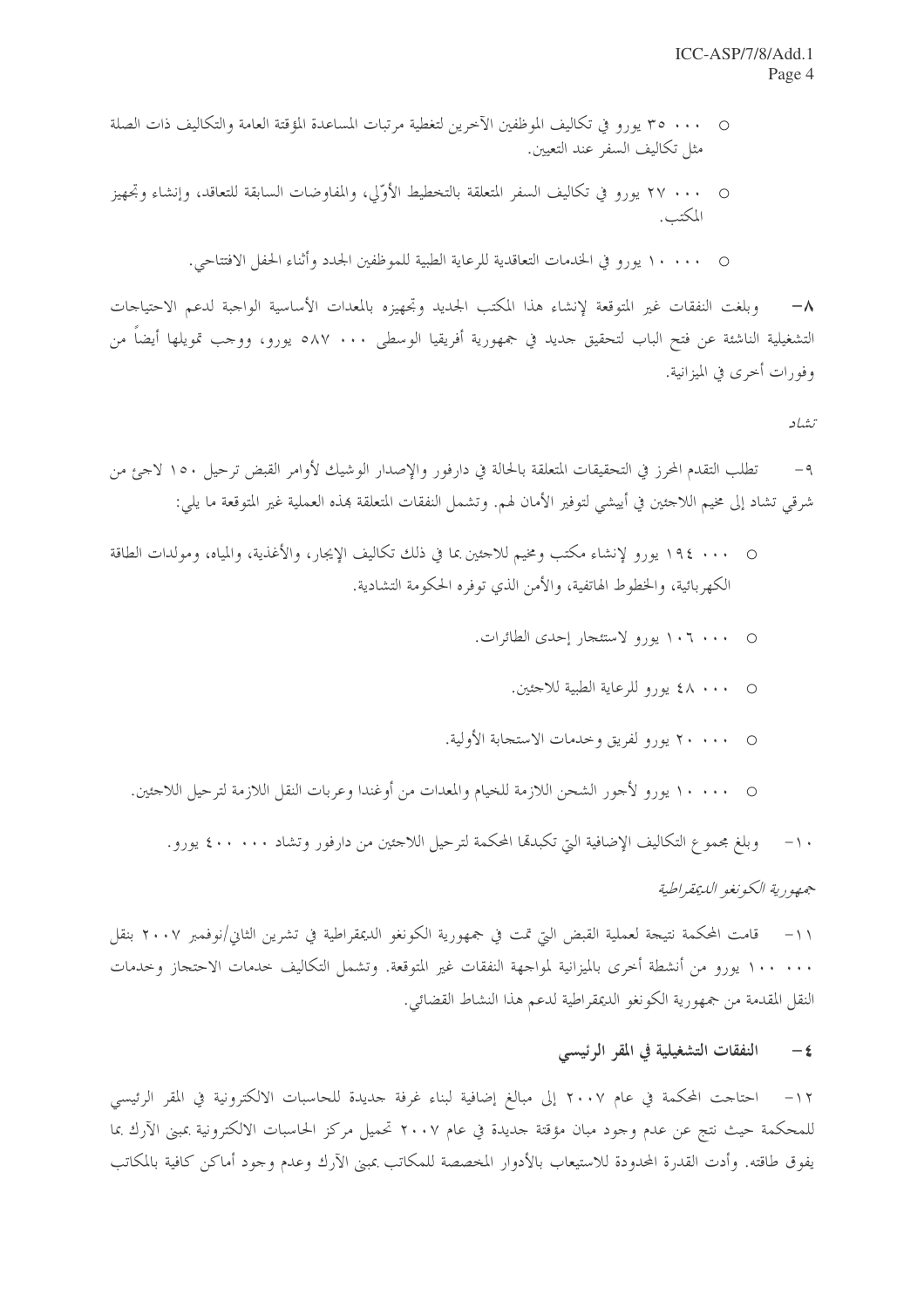- ٣٥ ٠٠٠ يورو في تكاليف الموظفين الآخرين لتغطية مرتبات المساعدة المؤقتة العامة والتكاليف ذات الصلة مثل تكاليف السفر عند التعيين.

- ٢٧ ٠٠٠ يورو في تكاليف السفر المتعلقة بالتخطيط الأوّلي، والمفاوضات السابقة للتعاقد، وإنشاء وتجهيز المكتب.

- ١٠ ٠٠٠ يورو في الخدمات التعاقدية للرعاية الطبية للموظفين الجدد وأثناء الحفل الافتتاحي.

٨- وبلغت النفقات غير المتوقعة لإنشاء هذا المكتب الجديد وتجهيزه بالمعدات الأساسية الواجبة لدعم الاحتياجات التشغيلية الناشئة عن فتح الباب لتحقيق جديد في جمهورية أفريقيا الوسطى ٥٨٧ ٠٠٠ يورو، ووجب تمويلها أيضاً من وفورات أخرى في الميزانية.

*تشاد*

٩- تطلب التقدم المحرز في التحقيقات المتعلقة بالحالة في دارفور والإصدار الوشيك لأوامر القبض ترحيل ١٥٠ لاجئ من شرقي تشاد إلى مخيم اللاجئين في أبيشي لتوفير الأمان لهم. وتشمل النفقات المتعلقة بهذه العملية غير المتوقعة ما يلي:

- ١٩٤ ٠٠٠ يورو لإنشاء مكتب ومخيم للاجئين بما في ذلك تكاليف الإيجار، والأغذية، والمياه، ومولدات الطاقة الكهربائية، والخطوط الهاتفية، والأمن الذي توفره الحكومة التشادية.

- ١٠٦ ٠٠٠ يورو لاستئجار إحدى الطائرات.

- ٤٨ ٠٠٠ يورو للرعاية الطبية للاجئين.

- ٢٠ ٠٠٠ يورو لفريق وخدمات الاستجابة الأولية.

- ١٠ ٠٠٠ يورو لأجور الشحن اللازمة للخيام والمعدات من أوغندا وعربات النقل اللازمة لترحيل اللاجئين.

١٠- وبلغ مجموع التكاليف الإضافية التي تكبدتها المحكمة لترحيل اللاجئين من دارفور وتشاد ٤٠٠ ٠٠٠ يورو.

*جمهورية الكونغو الديمقراطية*

١١- قامت المحكمة نتيجة لعملية القبض التي تمت في جمهورية الكونغو الديمقراطية في تشرين الثاني/نوفمبر ٢٠٠٧ بنقل ١٠٠ ٠٠٠ يورو من أنشطة أخرى بالميزانية لمواجهة النفقات غير المتوقعة. وتشمل التكاليف خدمات الاحتجاز وخدمات النقل المقدمة من جمهورية الكونغو الديمقراطية لدعم هذا النشاط القضائي.

### ٤- النفقات التشغيلية في المقر الرئيسي

١٢- احتاجت المحكمة في عام ٢٠٠٧ إلى مبالغ إضافية لبناء غرفة جديدة للحاسبات الالكترونية في المقر الرئيسي للمحكمة حيث نتج عن عدم وجود مبان مؤقتة جديدة في عام ٢٠٠٧ تحميل مركز الحاسبات الالكترونية بمبنى الآرك بما يفوق طاقته. وأدت القدرة المحدودة للاستيعاب بالأدوار المخصصة للمكاتب بمبنى الآرك وعدم وجود أماكن كافية بالمكاتب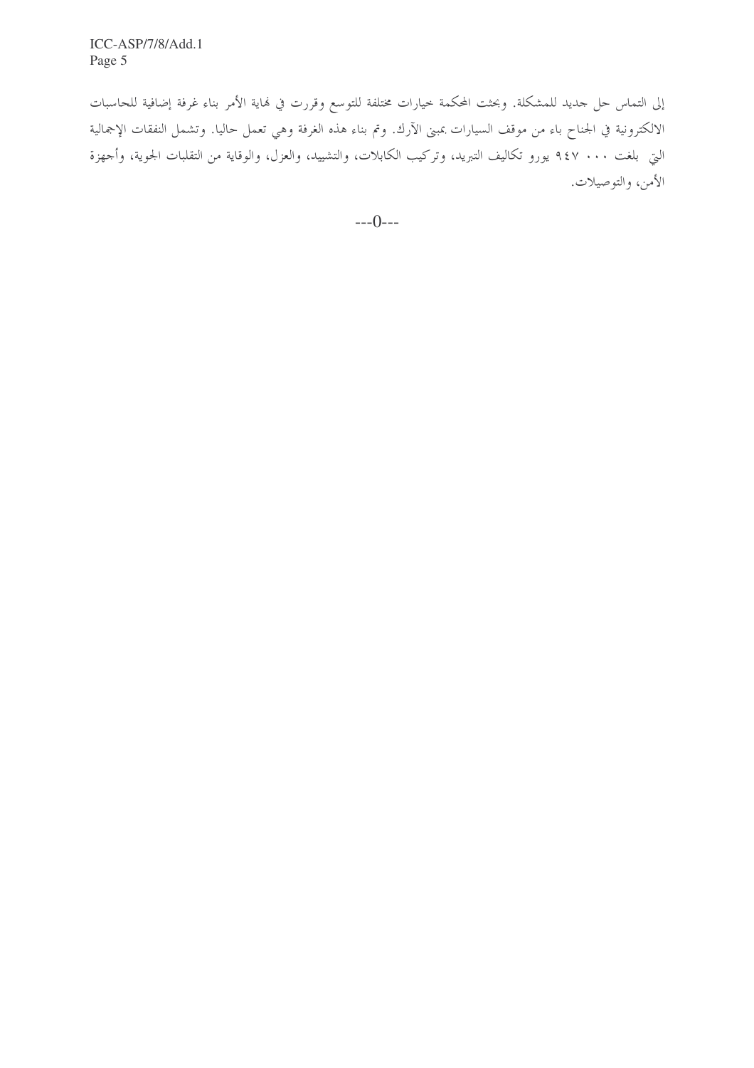إلى التماس حل جديد للمشكلة. وبحثت المحكمة خيارات مختلفة للتوسع وقررت في نهاية الأمر بناء غرفة إضافية للحاسبات الالكترونية في الجناح باء من موقف السيارات بمبنى الآرك. وتم بناء هذه الغرفة وهي تعمل حاليا. وتشمل النفقات الإجمالية التي بلغت ٩٤٧ ٠٠٠ يورو تكاليف التبريد، وتركيب الكابلات، والتشييد، والعزل، والوقاية من التقلبات الجوية، وأجهزة الأمن، والتوصيلات.

---0---